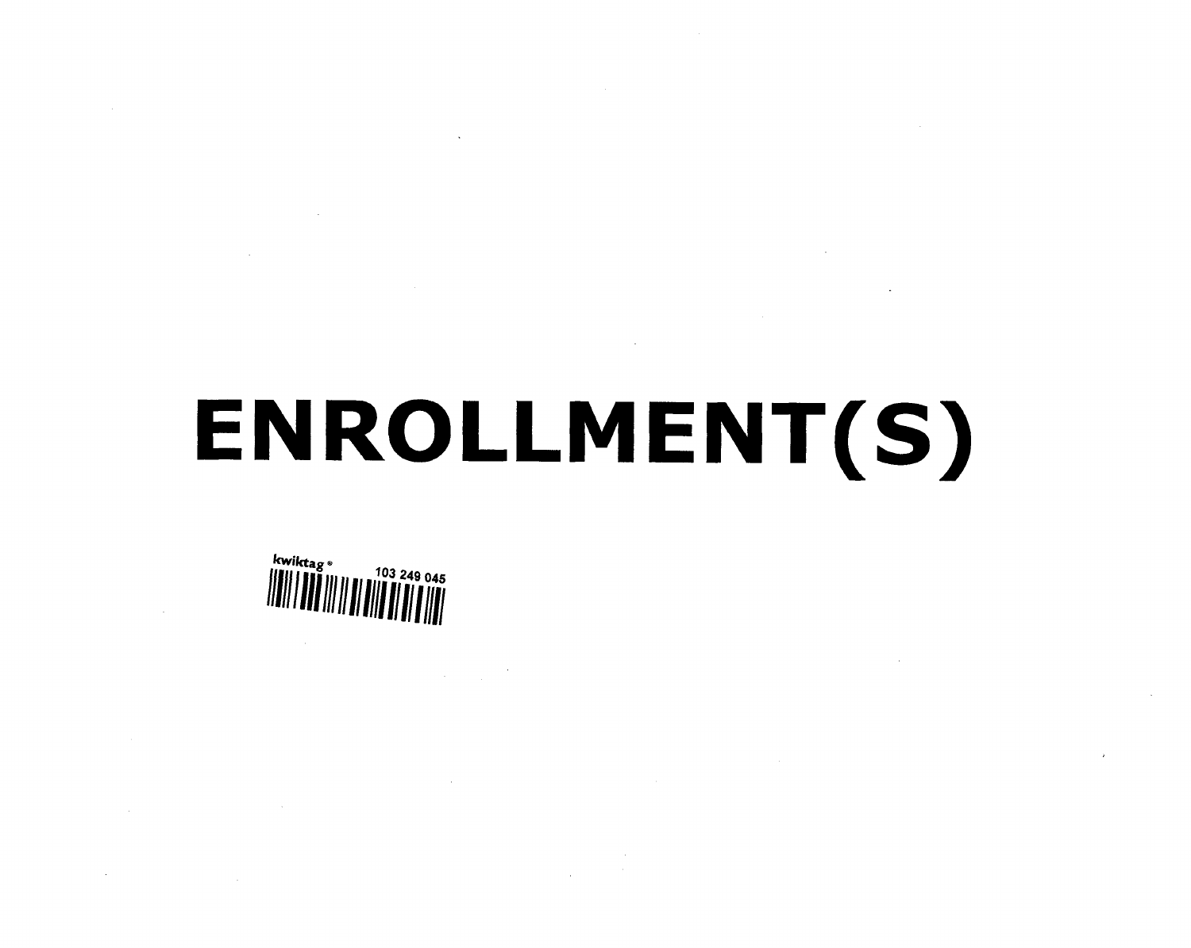# ENROLLMENT(S)

kwiktag ® 103 249 045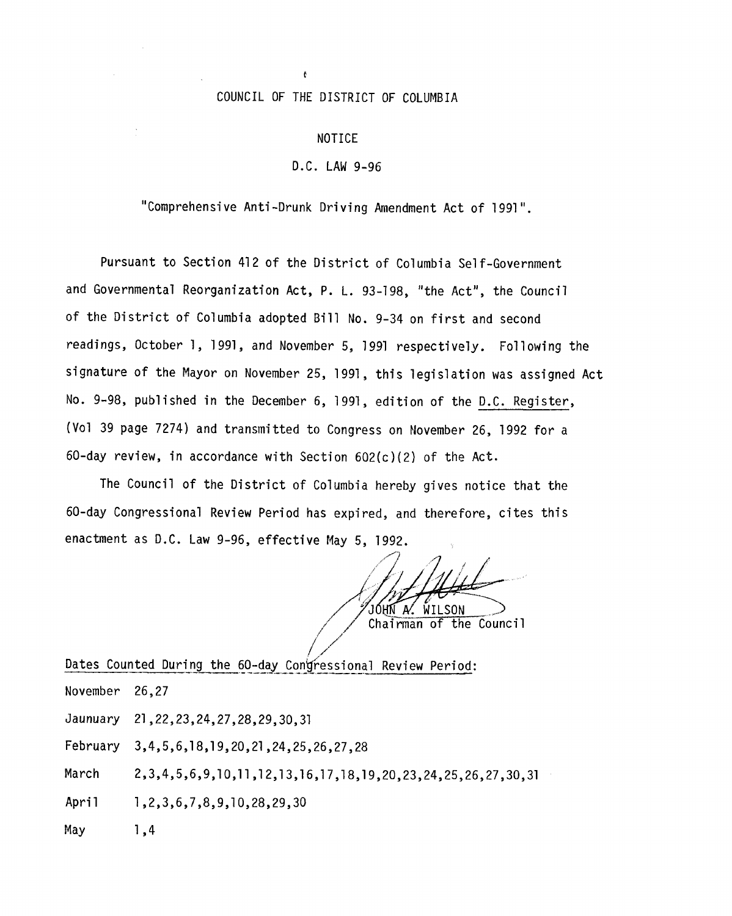COUNCIL OF THE DISTRICT OF COLUMBIA

NOTICE

D.C. LAW 9-96

"Comprehensive Anti-Drunk Driving Amendment Act of 1991".

Pursuant to Section 412 of the District of Columbia Self-Government and Governmental Reorganization Act, P. L. 93-198, "the Act", the Council of the District of Columbia adopted Bill No. 9-34 on first and second readings, October 1, 1991, and November 5, 1991 respectively. Following the signature of the Mayor on November 25, 1991, this legislation was assigned Act No. 9-98, published in the December 6, 1991, edition of the D.C. Register, (Vol 39 page 7274) and transmitted to Congress on November 26, 1992 for a 60-day review, in accordance with Section 602(c)(2) of the Act.

The Council of the District of Columbia hereby gives notice that the 60-day Congressional Review Period has expired, and therefore, cites this enactment as D.C. Law 9-96, effective May 5, 1992.

JOHN A. WILSON
Chairman of the Council

Dates Counted During the 60-day Congressional Review Period:

November 26,27

Jaunuary 21,22,23,24,27,28,29,30,31

February 3,4,5,6,18,19,20,21,24,25,26,27,28

March 2,3,4,5,6,9,10,11,12,13,16,17,18,19,20,23,24,25,26,27,30,31

April 1,2,3,6,7,8,9,10,28,29,30

May 1,4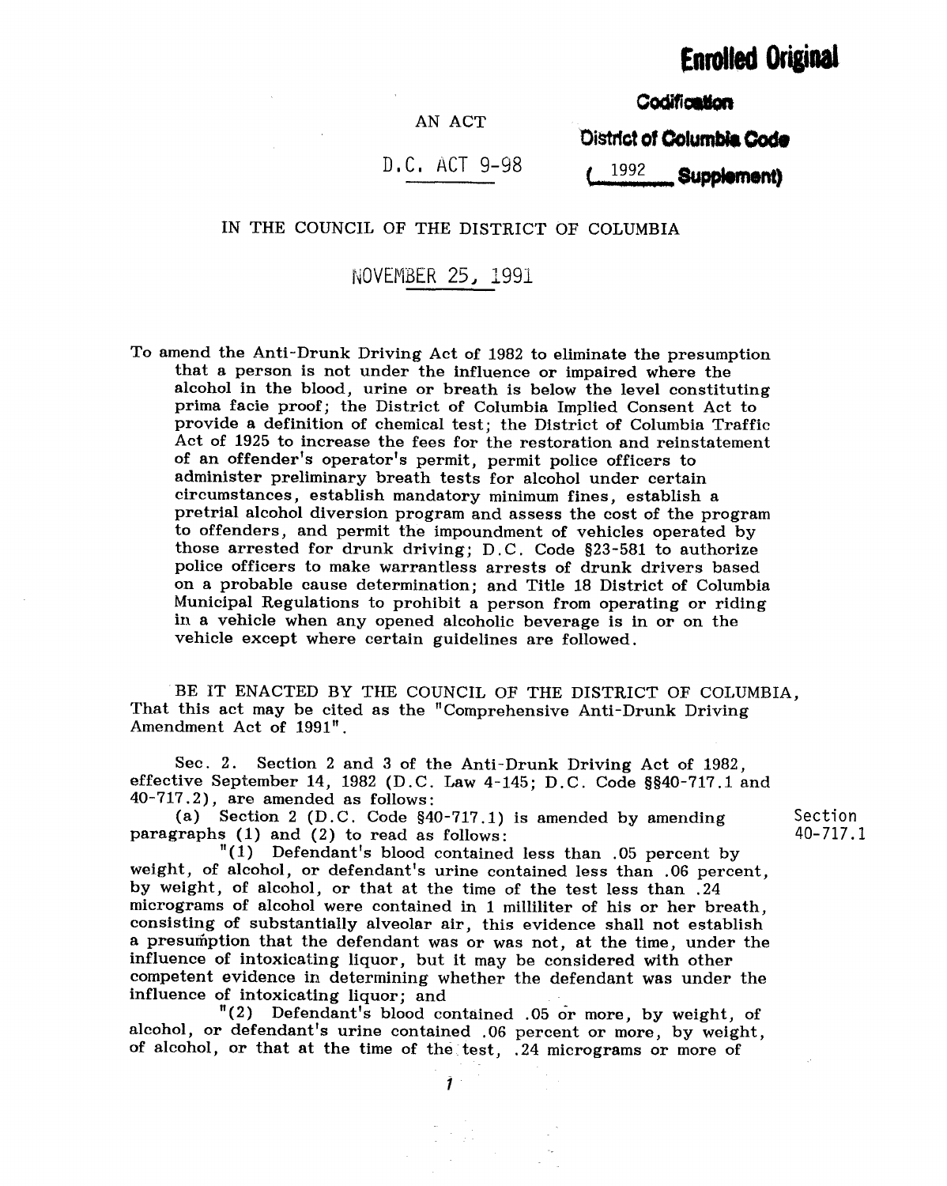**Enrolled Original**

**Codification**
**District of Columbia Code**
**( 1992 Supplement)**

AN ACT

D.C. ACT 9-98

IN THE COUNCIL OF THE DISTRICT OF COLUMBIA

NOVEMBER 25, 1991

To amend the Anti-Drunk Driving Act of 1982 to eliminate the presumption that a person is not under the influence or impaired where the alcohol in the blood, urine or breath is below the level constituting prima facie proof; the District of Columbia Implied Consent Act to provide a definition of chemical test; the District of Columbia Traffic Act of 1925 to increase the fees for the restoration and reinstatement of an offender's operator's permit, permit police officers to administer preliminary breath tests for alcohol under certain circumstances, establish mandatory minimum fines, establish a pretrial alcohol diversion program and assess the cost of the program to offenders, and permit the impoundment of vehicles operated by those arrested for drunk driving; D.C. Code §23-581 to authorize police officers to make warrantless arrests of drunk drivers based on a probable cause determination; and Title 18 District of Columbia Municipal Regulations to prohibit a person from operating or riding in a vehicle when any opened alcoholic beverage is in or on the vehicle except where certain guidelines are followed.

BE IT ENACTED BY THE COUNCIL OF THE DISTRICT OF COLUMBIA, That this act may be cited as the "Comprehensive Anti-Drunk Driving Amendment Act of 1991".

Sec. 2. Section 2 and 3 of the Anti-Drunk Driving Act of 1982, effective September 14, 1982 (D.C. Law 4-145; D.C. Code §§40-717.1 and 40-717.2), are amended as follows:

(a) Section 2 (D.C. Code §40-717.1) is amended by amending paragraphs (1) and (2) to read as follows:

Section 40-717.1

"(1) Defendant's blood contained less than .05 percent by weight, of alcohol, or defendant's urine contained less than .06 percent, by weight, of alcohol, or that at the time of the test less than .24 micrograms of alcohol were contained in 1 milliliter of his or her breath, consisting of substantially alveolar air, this evidence shall not establish a presumption that the defendant was or was not, at the time, under the influence of intoxicating liquor, but it may be considered with other competent evidence in determining whether the defendant was under the influence of intoxicating liquor; and

"(2) Defendant's blood contained .05 or more, by weight, of alcohol, or defendant's urine contained .06 percent or more, by weight, of alcohol, or that at the time of the test, .24 micrograms or more of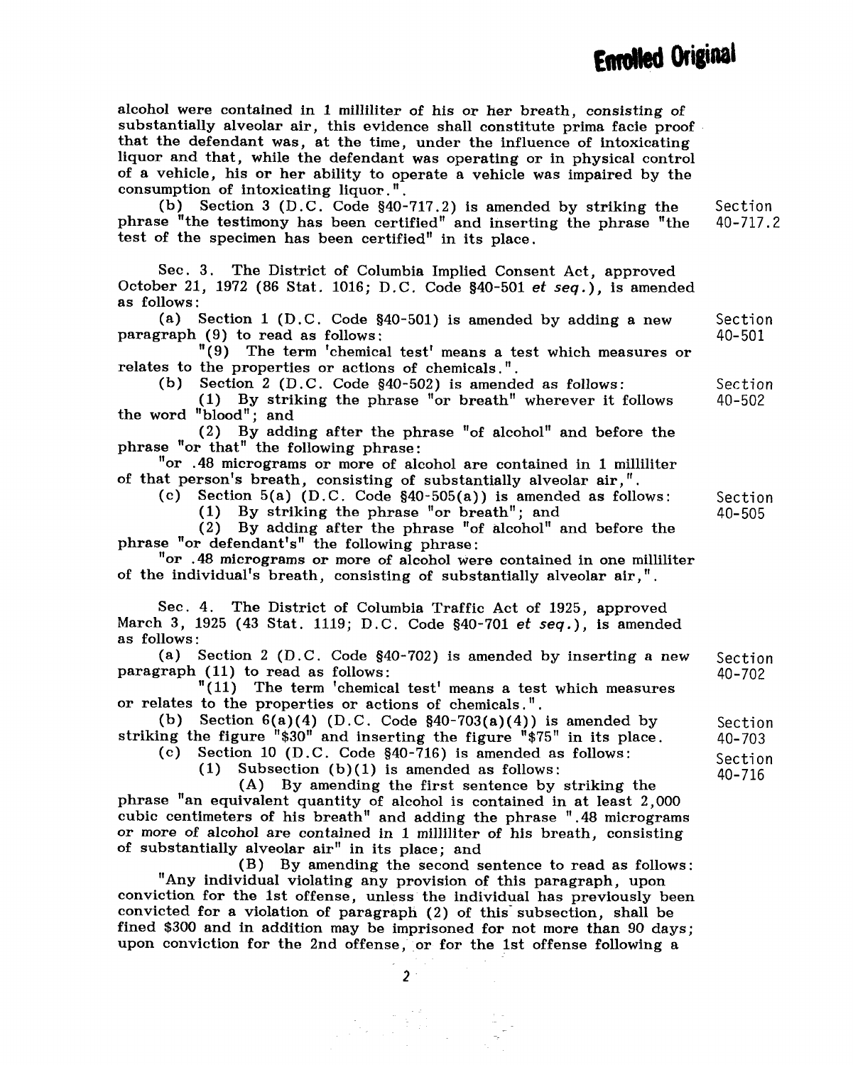**Enrolled Original**

alcohol were contained in 1 milliliter of his or her breath, consisting of substantially alveolar air, this evidence shall constitute prima facie proof that the defendant was, at the time, under the influence of intoxicating liquor and that, while the defendant was operating or in physical control of a vehicle, his or her ability to operate a vehicle was impaired by the consumption of intoxicating liquor.".

(b) Section 3 (D.C. Code §40-717.2) is amended by striking the phrase "the testimony has been certified" and inserting the phrase "the test of the specimen has been certified" in its place. Section 40-717.2

Sec. 3. The District of Columbia Implied Consent Act, approved October 21, 1972 (86 Stat. 1016; D.C. Code §40-501 *et seq.*), is amended as follows:

(a) Section 1 (D.C. Code §40-501) is amended by adding a new paragraph (9) to read as follows: Section 40-501

"(9) The term 'chemical test' means a test which measures or relates to the properties or actions of chemicals.".

(b) Section 2 (D.C. Code §40-502) is amended as follows: Section 40-502

(1) By striking the phrase "or breath" wherever it follows the word "blood"; and

(2) By adding after the phrase "of alcohol" and before the phrase "or that" the following phrase:

"or .48 micrograms or more of alcohol are contained in 1 milliliter of that person's breath, consisting of substantially alveolar air,".

(c) Section 5(a) (D.C. Code §40-505(a)) is amended as follows: Section 40-505

(1) By striking the phrase "or breath"; and

(2) By adding after the phrase "of alcohol" and before the phrase "or defendant's" the following phrase:

"or .48 micrograms or more of alcohol were contained in one milliliter of the individual's breath, consisting of substantially alveolar air,".

Sec. 4. The District of Columbia Traffic Act of 1925, approved March 3, 1925 (43 Stat. 1119; D.C. Code §40-701 *et seq.*), is amended as follows:

(a) Section 2 (D.C. Code §40-702) is amended by inserting a new paragraph (11) to read as follows: Section 40-702

"(11) The term 'chemical test' means a test which measures or relates to the properties or actions of chemicals.".

(b) Section 6(a)(4) (D.C. Code §40-703(a)(4)) is amended by striking the figure "$30" and inserting the figure "$75" in its place. Section 40-703

(c) Section 10 (D.C. Code §40-716) is amended as follows: Section 40-716

(1) Subsection (b)(1) is amended as follows:

(A) By amending the first sentence by striking the phrase "an equivalent quantity of alcohol is contained in at least 2,000 cubic centimeters of his breath" and adding the phrase ".48 micrograms or more of alcohol are contained in 1 milliliter of his breath, consisting of substantially alveolar air" in its place; and

(B) By amending the second sentence to read as follows:

"Any individual violating any provision of this paragraph, upon conviction for the 1st offense, unless the individual has previously been convicted for a violation of paragraph (2) of this subsection, shall be fined $300 and in addition may be imprisoned for not more than 90 days; upon conviction for the 2nd offense, or for the 1st offense following a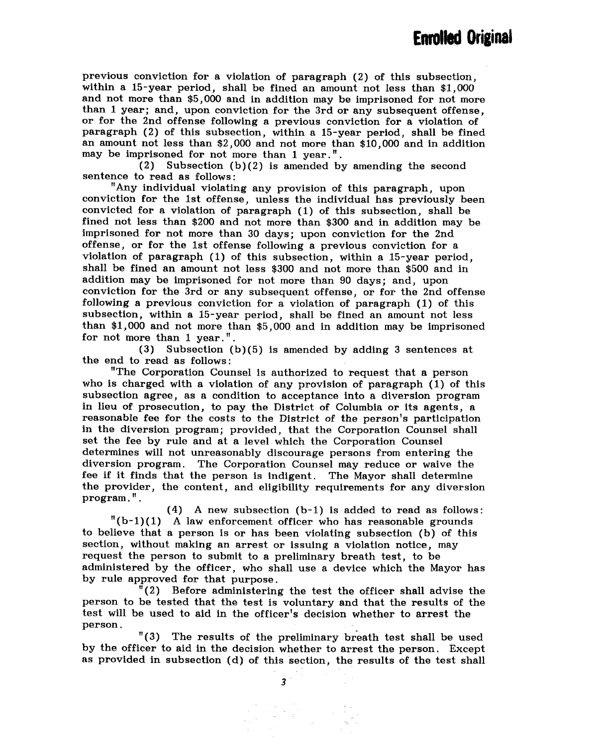previous conviction for a violation of paragraph (2) of this subsection, within a 15-year period, shall be fined an amount not less than $1,000 and not more than $5,000 and in addition may be imprisoned for not more than 1 year; and, upon conviction for the 3rd or any subsequent offense, or for the 2nd offense following a previous conviction for a violation of paragraph (2) of this subsection, within a 15-year period, shall be fined an amount not less than $2,000 and not more than $10,000 and in addition may be imprisoned for not more than 1 year.".

(2) Subsection (b)(2) is amended by amending the second sentence to read as follows:

"Any individual violating any provision of this paragraph, upon conviction for the 1st offense, unless the individual has previously been convicted for a violation of paragraph (1) of this subsection, shall be fined not less than $200 and not more than $300 and in addition may be imprisoned for not more than 30 days; upon conviction for the 2nd offense, or for the 1st offense following a previous conviction for a violation of paragraph (1) of this subsection, within a 15-year period, shall be fined an amount not less $300 and not more than $500 and in addition may be imprisoned for not more than 90 days; and, upon conviction for the 3rd or any subsequent offense, or for the 2nd offense following a previous conviction for a violation of paragraph (1) of this subsection, within a 15-year period, shall be fined an amount not less than $1,000 and not more than $5,000 and in addition may be imprisoned for not more than 1 year.".

(3) Subsection (b)(5) is amended by adding 3 sentences at the end to read as follows:

"The Corporation Counsel is authorized to request that a person who is charged with a violation of any provision of paragraph (1) of this subsection agree, as a condition to acceptance into a diversion program in lieu of prosecution, to pay the District of Columbia or its agents, a reasonable fee for the costs to the District of the person's participation in the diversion program; provided, that the Corporation Counsel shall set the fee by rule and at a level which the Corporation Counsel determines will not unreasonably discourage persons from entering the diversion program. The Corporation Counsel may reduce or waive the fee if it finds that the person is indigent. The Mayor shall determine the provider, the content, and eligibility requirements for any diversion program.".

(4) A new subsection (b-1) is added to read as follows:

"(b-1)(1) A law enforcement officer who has reasonable grounds to believe that a person is or has been violating subsection (b) of this section, without making an arrest or issuing a violation notice, may request the person to submit to a preliminary breath test, to be administered by the officer, who shall use a device which the Mayor has by rule approved for that purpose.

"(2) Before administering the test the officer shall advise the person to be tested that the test is voluntary and that the results of the test will be used to aid in the officer's decision whether to arrest the person.

"(3) The results of the preliminary breath test shall be used by the officer to aid in the decision whether to arrest the person. Except as provided in subsection (d) of this section, the results of the test shall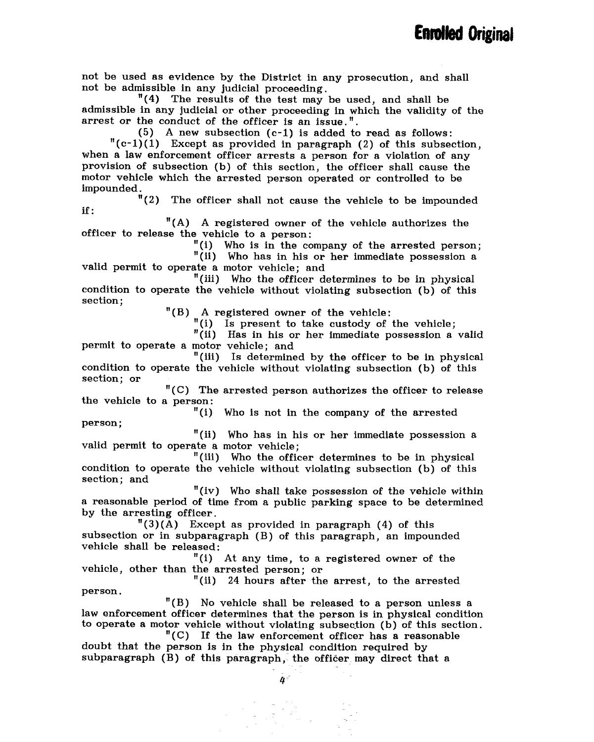not be used as evidence by the District in any prosecution, and shall not be admissible in any judicial proceeding.

"(4) The results of the test may be used, and shall be admissible in any judicial or other proceeding in which the validity of the arrest or the conduct of the officer is an issue.".

(5) A new subsection (c-1) is added to read as follows:

"(c-1)(1) Except as provided in paragraph (2) of this subsection, when a law enforcement officer arrests a person for a violation of any provision of subsection (b) of this section, the officer shall cause the motor vehicle which the arrested person operated or controlled to be impounded.

"(2) The officer shall not cause the vehicle to be impounded if:

"(A) A registered owner of the vehicle authorizes the officer to release the vehicle to a person:

"(i) Who is in the company of the arrested person;

"(ii) Who has in his or her immediate possession a valid permit to operate a motor vehicle; and

"(iii) Who the officer determines to be in physical condition to operate the vehicle without violating subsection (b) of this section;

"(B) A registered owner of the vehicle:

"(i) Is present to take custody of the vehicle;

"(ii) Has in his or her immediate possession a valid permit to operate a motor vehicle; and

"(iii) Is determined by the officer to be in physical condition to operate the vehicle without violating subsection (b) of this section; or

"(C) The arrested person authorizes the officer to release the vehicle to a person:

"(i) Who is not in the company of the arrested person;

"(ii) Who has in his or her immediate possession a valid permit to operate a motor vehicle;

"(iii) Who the officer determines to be in physical condition to operate the vehicle without violating subsection (b) of this section; and

"(iv) Who shall take possession of the vehicle within a reasonable period of time from a public parking space to be determined by the arresting officer.

"(3)(A) Except as provided in paragraph (4) of this subsection or in subparagraph (B) of this paragraph, an impounded vehicle shall be released:

"(i) At any time, to a registered owner of the vehicle, other than the arrested person; or

"(ii) 24 hours after the arrest, to the arrested person.

"(B) No vehicle shall be released to a person unless a law enforcement officer determines that the person is in physical condition to operate a motor vehicle without violating subsection (b) of this section.

"(C) If the law enforcement officer has a reasonable doubt that the person is in the physical condition required by subparagraph (B) of this paragraph, the officer may direct that a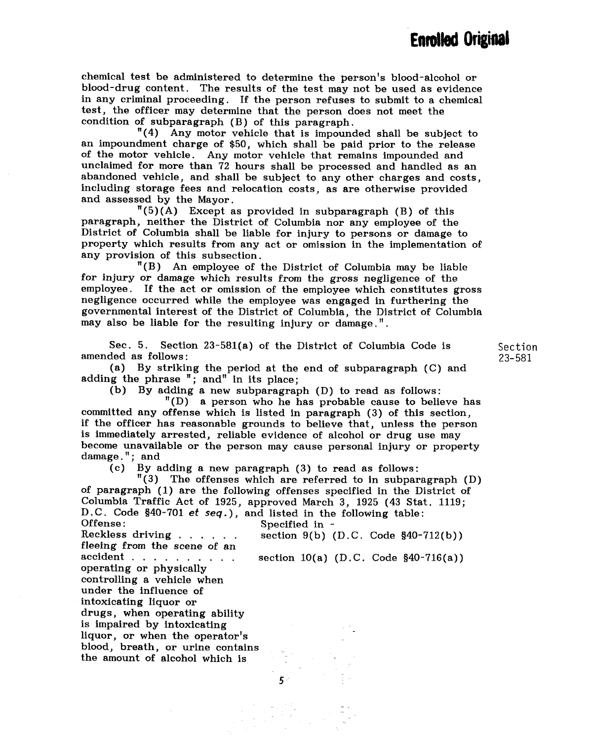chemical test be administered to determine the person's blood-alcohol or blood-drug content. The results of the test may not be used as evidence in any criminal proceeding. If the person refuses to submit to a chemical test, the officer may determine that the person does not meet the condition of subparagraph (B) of this paragraph.

"(4) Any motor vehicle that is impounded shall be subject to an impoundment charge of $50, which shall be paid prior to the release of the motor vehicle. Any motor vehicle that remains impounded and unclaimed for more than 72 hours shall be processed and handled as an abandoned vehicle, and shall be subject to any other charges and costs, including storage fees and relocation costs, as are otherwise provided and assessed by the Mayor.

"(5)(A) Except as provided in subparagraph (B) of this paragraph, neither the District of Columbia nor any employee of the District of Columbia shall be liable for injury to persons or damage to property which results from any act or omission in the implementation of any provision of this subsection.

"(B) An employee of the District of Columbia may be liable for injury or damage which results from the gross negligence of the employee. If the act or omission of the employee which constitutes gross negligence occurred while the employee was engaged in furthering the governmental interest of the District of Columbia, the District of Columbia may also be liable for the resulting injury or damage.".

Sec. 5. Section 23-581(a) of the District of Columbia Code is amended as follows:

Section 23-581

(a) By striking the period at the end of subparagraph (C) and adding the phrase "; and" in its place;

(b) By adding a new subparagraph (D) to read as follows:

"(D) a person who he has probable cause to believe has committed any offense which is listed in paragraph (3) of this section, if the officer has reasonable grounds to believe that, unless the person is immediately arrested, reliable evidence of alcohol or drug use may become unavailable or the person may cause personal injury or property damage."; and

(c) By adding a new paragraph (3) to read as follows:

"(3) The offenses which are referred to in subparagraph (D) of paragraph (1) are the following offenses specified in the District of Columbia Traffic Act of 1925, approved March 3, 1925 (43 Stat. 1119; D.C. Code §40-701 *et seq.*), and listed in the following table:

| Offense: | Specified in - |
|---|---|
| Reckless driving . . . . . . | section 9(b) (D.C. Code §40-712(b)) |
| fleeing from the scene of an accident . . . . . . . . . . | section 10(a) (D.C. Code §40-716(a)) |
| operating or physically controlling a vehicle when under the influence of intoxicating liquor or drugs, when operating ability is impaired by intoxicating liquor, or when the operator's blood, breath, or urine contains the amount of alcohol which is | |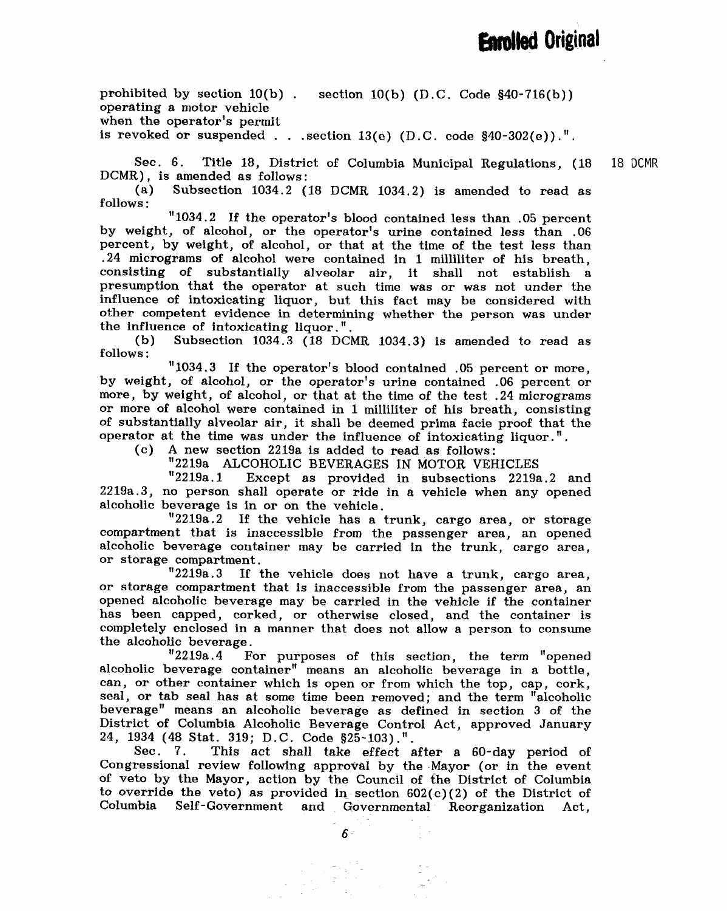prohibited by section 10(b) .  section 10(b) (D.C. Code §40-716(b))
operating a motor vehicle
when the operator's permit
is revoked or suspended . . .section 13(e) (D.C. code §40-302(e)).".

Sec. 6. Title 18, District of Columbia Municipal Regulations, (18 DCMR), is amended as follows: 18 DCMR

(a) Subsection 1034.2 (18 DCMR 1034.2) is amended to read as follows:

"1034.2 If the operator's blood contained less than .05 percent by weight, of alcohol, or the operator's urine contained less than .06 percent, by weight, of alcohol, or that at the time of the test less than .24 micrograms of alcohol were contained in 1 milliliter of his breath, consisting of substantially alveolar air, it shall not establish a presumption that the operator at such time was or was not under the influence of intoxicating liquor, but this fact may be considered with other competent evidence in determining whether the person was under the influence of intoxicating liquor.".

(b) Subsection 1034.3 (18 DCMR 1034.3) is amended to read as follows:

"1034.3 If the operator's blood contained .05 percent or more, by weight, of alcohol, or the operator's urine contained .06 percent or more, by weight, of alcohol, or that at the time of the test .24 micrograms or more of alcohol were contained in 1 milliliter of his breath, consisting of substantially alveolar air, it shall be deemed prima facie proof that the operator at the time was under the influence of intoxicating liquor.".

(c) A new section 2219a is added to read as follows:

"2219a ALCOHOLIC BEVERAGES IN MOTOR VEHICLES

"2219a.1 Except as provided in subsections 2219a.2 and 2219a.3, no person shall operate or ride in a vehicle when any opened alcoholic beverage is in or on the vehicle.

"2219a.2 If the vehicle has a trunk, cargo area, or storage compartment that is inaccessible from the passenger area, an opened alcoholic beverage container may be carried in the trunk, cargo area, or storage compartment.

"2219a.3 If the vehicle does not have a trunk, cargo area, or storage compartment that is inaccessible from the passenger area, an opened alcoholic beverage may be carried in the vehicle if the container has been capped, corked, or otherwise closed, and the container is completely enclosed in a manner that does not allow a person to consume the alcoholic beverage.

"2219a.4 For purposes of this section, the term "opened alcoholic beverage container" means an alcoholic beverage in a bottle, can, or other container which is open or from which the top, cap, cork, seal, or tab seal has at some time been removed; and the term "alcoholic beverage" means an alcoholic beverage as defined in section 3 of the District of Columbia Alcoholic Beverage Control Act, approved January 24, 1934 (48 Stat. 319; D.C. Code §25-103).".

Sec. 7. This act shall take effect after a 60-day period of Congressional review following approval by the Mayor (or in the event of veto by the Mayor, action by the Council of the District of Columbia to override the veto) as provided in section 602(c)(2) of the District of Columbia Self-Government and Governmental Reorganization Act,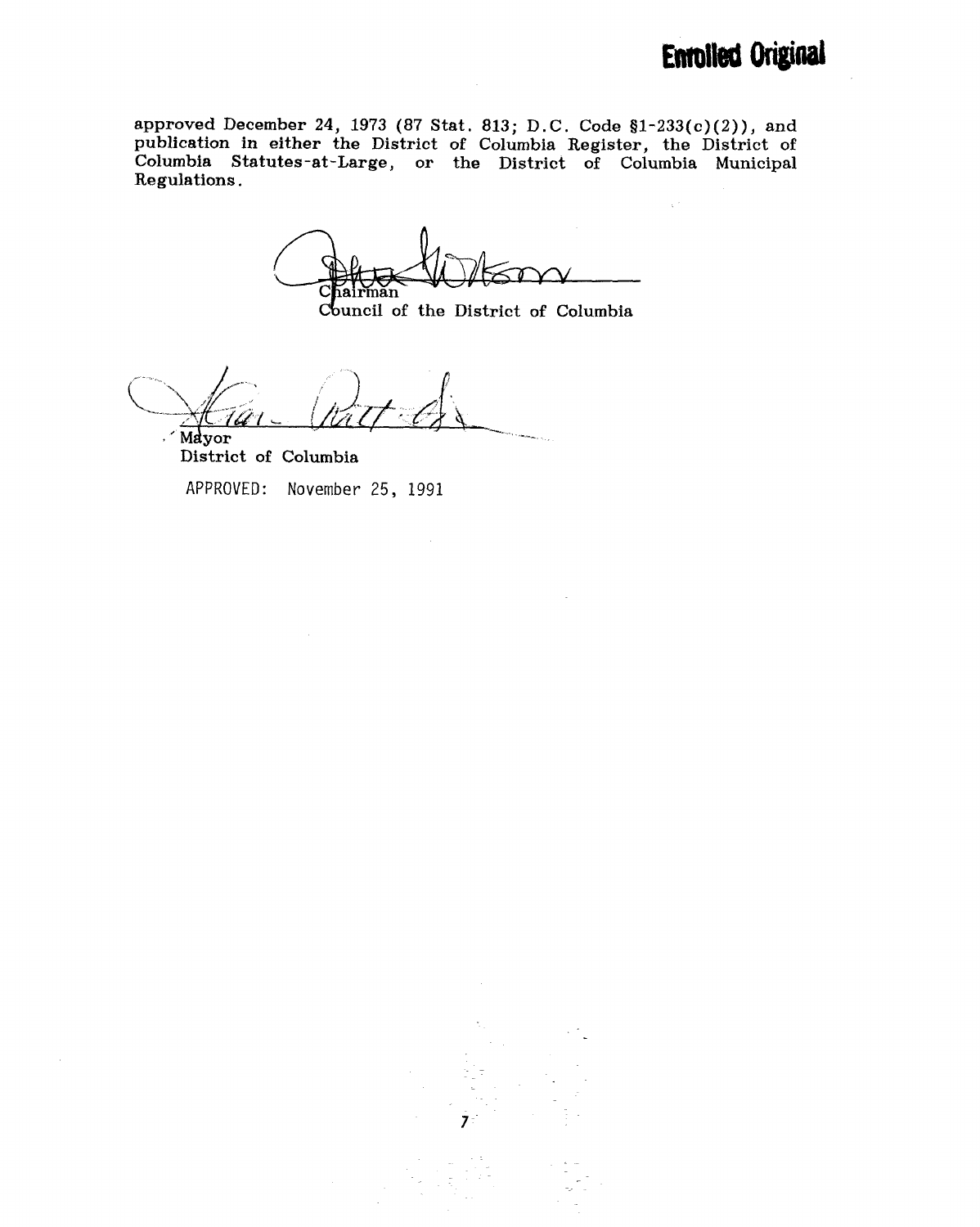**Enrolled Original**

approved December 24, 1973 (87 Stat. 813; D.C. Code §1-233(c)(2)), and publication in either the District of Columbia Register, the District of Columbia Statutes-at-Large, or the District of Columbia Municipal Regulations.

Chairman
Council of the District of Columbia

Mayor
District of Columbia

APPROVED: November 25, 1991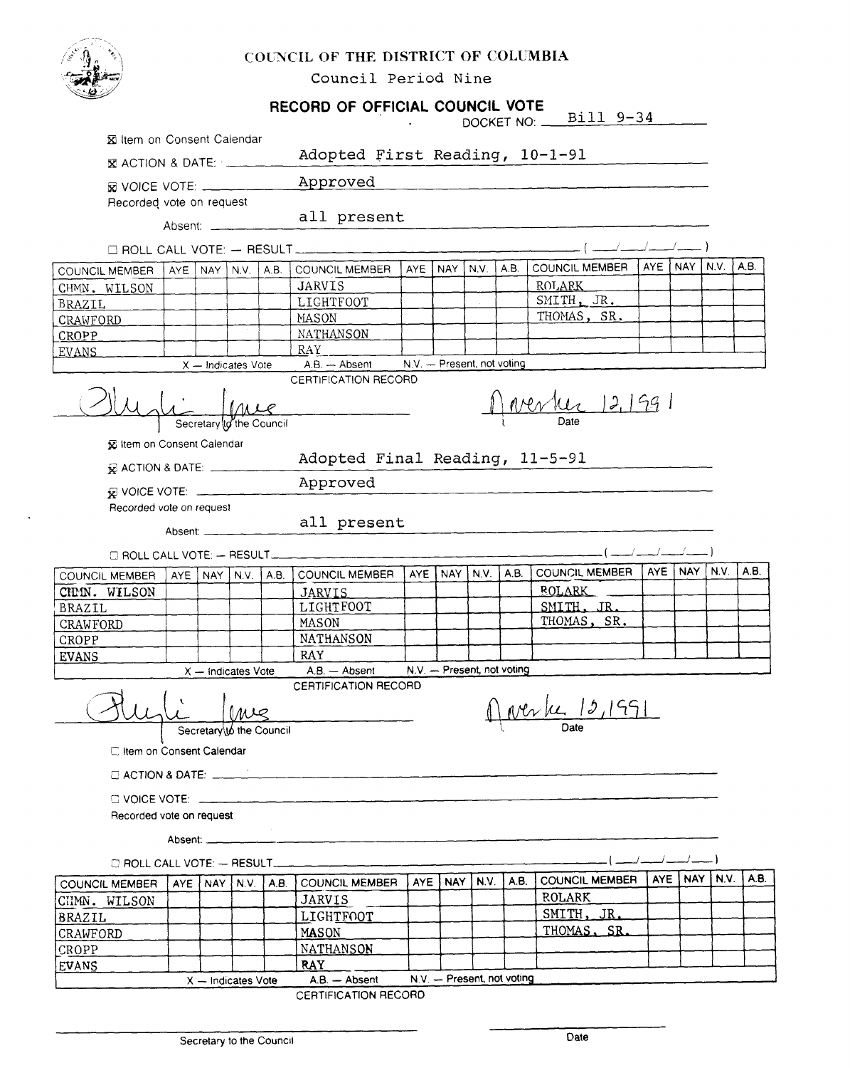# COUNCIL OF THE DISTRICT OF COLUMBIA

Council Period Nine

## RECORD OF OFFICIAL COUNCIL VOTE

DOCKET NO: Bill 9-34

☒ Item on Consent Calendar

☒ ACTION & DATE: Adopted First Reading, 10-1-91

☒ VOICE VOTE: Approved

Recorded vote on request

Absent: all present

☐ ROLL CALL VOTE: — RESULT ________ ( __/__/__/__ )

| COUNCIL MEMBER | AYE | NAY | N.V. | A.B. | COUNCIL MEMBER | AYE | NAY | N.V. | A.B. | COUNCIL MEMBER | AYE | NAY | N.V. | A.B. |
|---|---|---|---|---|---|---|---|---|---|---|---|---|---|---|
| CHMN. WILSON | | | | | JARVIS | | | | | ROLARK | | | | |
| BRAZIL | | | | | LIGHTFOOT | | | | | SMITH, JR. | | | | |
| CRAWFORD | | | | | MASON | | | | | THOMAS, SR. | | | | |
| CROPP | | | | | NATHANSON | | | | | | | | | |
| EVANS | | | | | RAY | | | | | | | | | |

X — Indicates Vote A.B. — Absent N.V. — Present, not voting

CERTIFICATION RECORD

Phyllis Jones — Secretary to the Council

November 12, 1991 — Date

☒ Item on Consent Calendar

☒ ACTION & DATE: Adopted Final Reading, 11-5-91

☒ VOICE VOTE: Approved

Recorded vote on request

Absent: all present

☐ ROLL CALL VOTE: — RESULT ________ ( __/__/__/__ )

| COUNCIL MEMBER | AYE | NAY | N.V. | A.B. | COUNCIL MEMBER | AYE | NAY | N.V. | A.B. | COUNCIL MEMBER | AYE | NAY | N.V. | A.B. |
|---|---|---|---|---|---|---|---|---|---|---|---|---|---|---|
| CHMN. WILSON | | | | | JARVIS | | | | | ROLARK | | | | |
| BRAZIL | | | | | LIGHTFOOT | | | | | SMITH, JR. | | | | |
| CRAWFORD | | | | | MASON | | | | | THOMAS, SR. | | | | |
| CROPP | | | | | NATHANSON | | | | | | | | | |
| EVANS | | | | | RAY | | | | | | | | | |

X — Indicates Vote A.B. — Absent N.V. — Present, not voting

CERTIFICATION RECORD

Phyllis Jones — Secretary to the Council

November 12, 1991 — Date

☐ Item on Consent Calendar

☐ ACTION & DATE: ________

☐ VOICE VOTE: ________

Recorded vote on request

Absent: ________

☐ ROLL CALL VOTE: — RESULT ________ ( __/__/__/__ )

| COUNCIL MEMBER | AYE | NAY | N.V. | A.B. | COUNCIL MEMBER | AYE | NAY | N.V. | A.B. | COUNCIL MEMBER | AYE | NAY | N.V. | A.B. |
|---|---|---|---|---|---|---|---|---|---|---|---|---|---|---|
| CHMN. WILSON | | | | | JARVIS | | | | | ROLARK | | | | |
| BRAZIL | | | | | LIGHTFOOT | | | | | SMITH, JR. | | | | |
| CRAWFORD | | | | | MASON | | | | | THOMAS, SR. | | | | |
| CROPP | | | | | NATHANSON | | | | | | | | | |
| EVANS | | | | | RAY | | | | | | | | | |

X — Indicates Vote A.B. — Absent N.V. — Present, not voting

CERTIFICATION RECORD

________ Secretary to the Council

________ Date